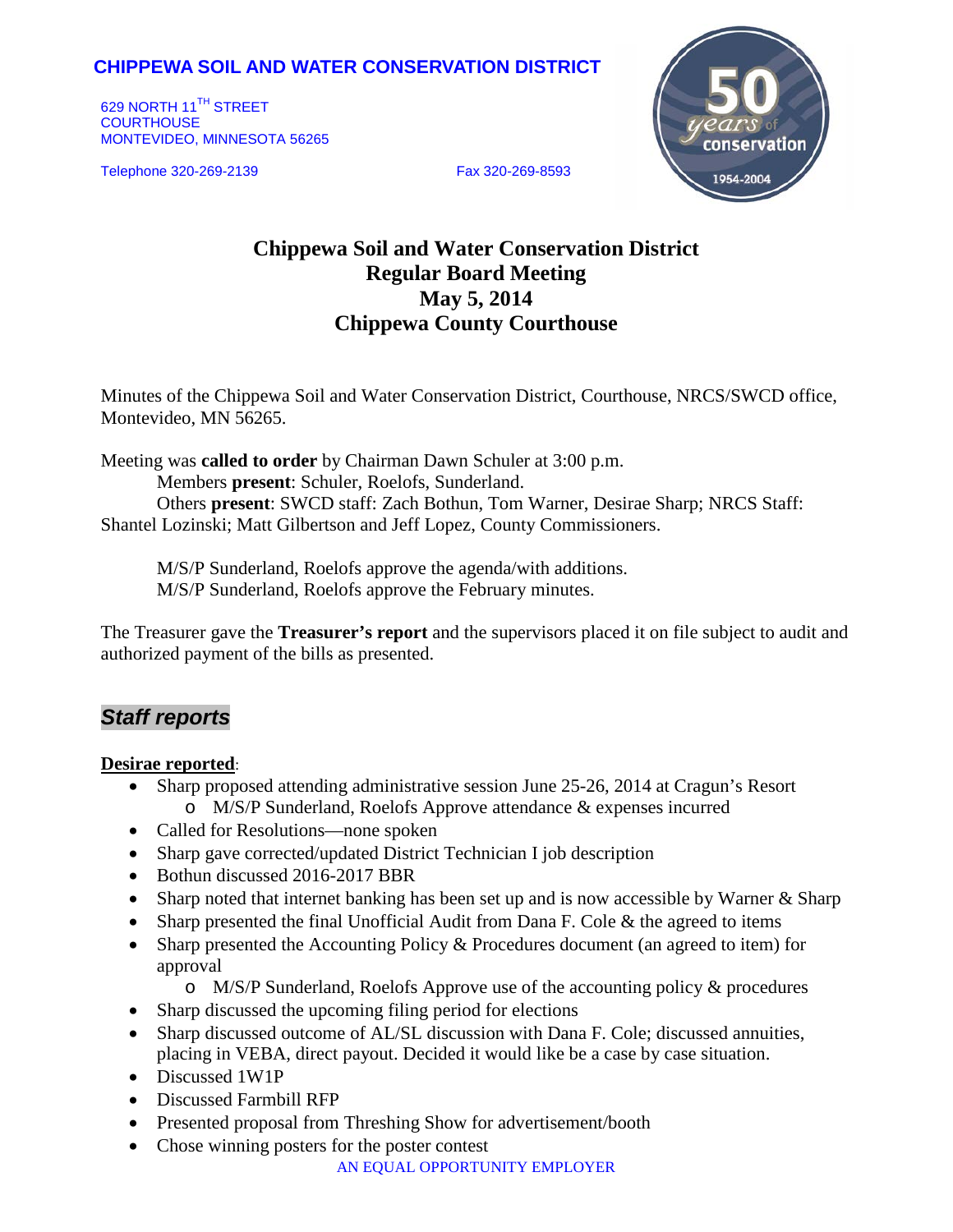**CHIPPEWA SOIL AND WATER CONSERVATION DISTRICT**

629 NORTH 11TH STREET
COURTHOUSE
MONTEVIDEO, MINNESOTA 56265

Telephone 320-269-2139 Fax 320-269-8593

# Chippewa Soil and Water Conservation District
## Regular Board Meeting
## May 5, 2014
## Chippewa County Courthouse

Minutes of the Chippewa Soil and Water Conservation District, Courthouse, NRCS/SWCD office, Montevideo, MN 56265.

Meeting was **called to order** by Chairman Dawn Schuler at 3:00 p.m.

Members **present**: Schuler, Roelofs, Sunderland.

Others **present**: SWCD staff: Zach Bothun, Tom Warner, Desirae Sharp; NRCS Staff: Shantel Lozinski; Matt Gilbertson and Jeff Lopez, County Commissioners.

M/S/P Sunderland, Roelofs approve the agenda/with additions.
M/S/P Sunderland, Roelofs approve the February minutes.

The Treasurer gave the **Treasurer's report** and the supervisors placed it on file subject to audit and authorized payment of the bills as presented.

## *Staff reports*

**Desirae reported**:

- Sharp proposed attending administrative session June 25-26, 2014 at Cragun's Resort
  - M/S/P Sunderland, Roelofs Approve attendance & expenses incurred
- Called for Resolutions—none spoken
- Sharp gave corrected/updated District Technician I job description
- Bothun discussed 2016-2017 BBR
- Sharp noted that internet banking has been set up and is now accessible by Warner & Sharp
- Sharp presented the final Unofficial Audit from Dana F. Cole & the agreed to items
- Sharp presented the Accounting Policy & Procedures document (an agreed to item) for approval
  - M/S/P Sunderland, Roelofs Approve use of the accounting policy & procedures
- Sharp discussed the upcoming filing period for elections
- Sharp discussed outcome of AL/SL discussion with Dana F. Cole; discussed annuities, placing in VEBA, direct payout. Decided it would like be a case by case situation.
- Discussed 1W1P
- Discussed Farmbill RFP
- Presented proposal from Threshing Show for advertisement/booth
- Chose winning posters for the poster contest

AN EQUAL OPPORTUNITY EMPLOYER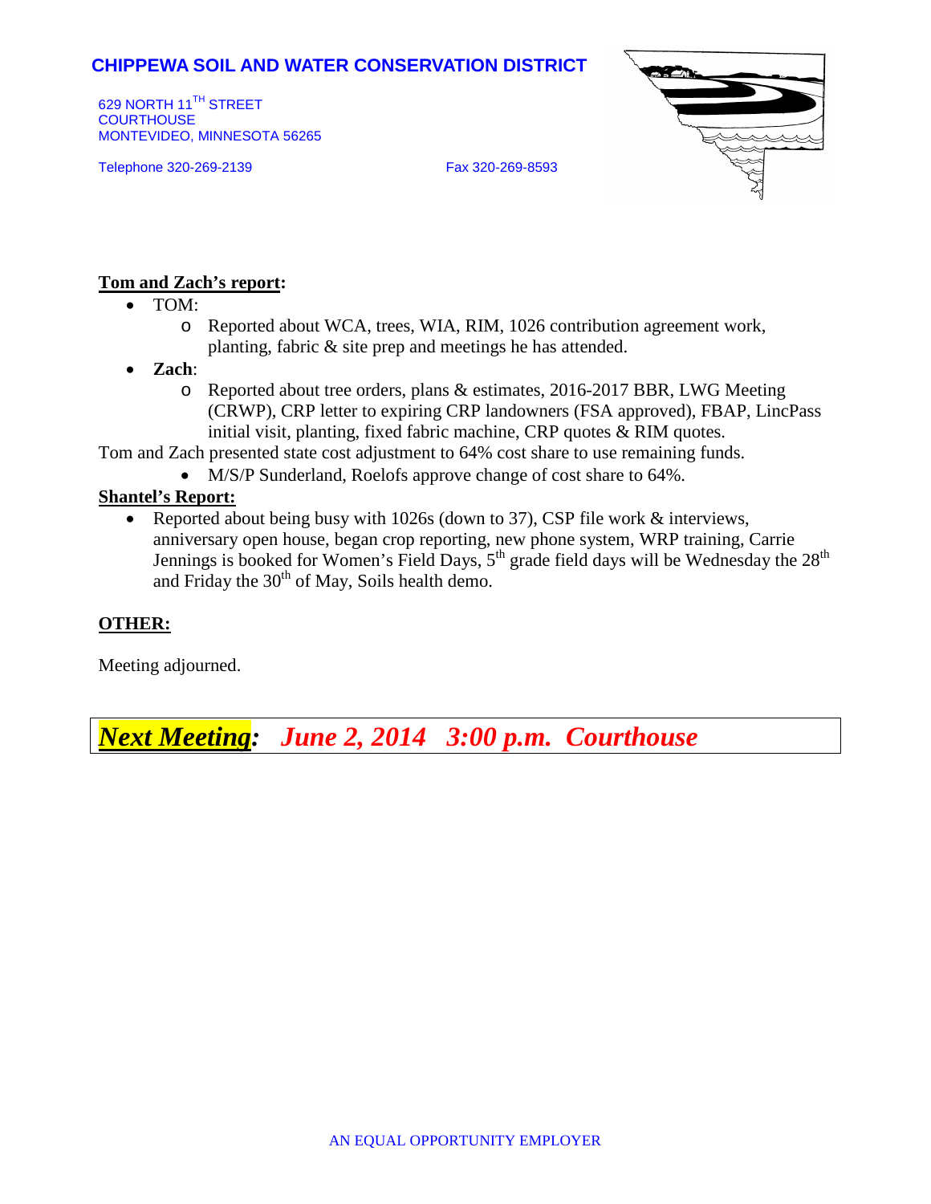**CHIPPEWA SOIL AND WATER CONSERVATION DISTRICT**

629 NORTH 11TH STREET
COURTHOUSE
MONTEVIDEO, MINNESOTA 56265

Telephone 320-269-2139 Fax 320-269-8593

**Tom and Zach's report:**

- TOM:
    - Reported about WCA, trees, WIA, RIM, 1026 contribution agreement work, planting, fabric & site prep and meetings he has attended.
- **Zach**:
    - Reported about tree orders, plans & estimates, 2016-2017 BBR, LWG Meeting (CRWP), CRP letter to expiring CRP landowners (FSA approved), FBAP, LincPass initial visit, planting, fixed fabric machine, CRP quotes & RIM quotes.

Tom and Zach presented state cost adjustment to 64% cost share to use remaining funds.

- M/S/P Sunderland, Roelofs approve change of cost share to 64%.

**Shantel's Report:**

- Reported about being busy with 1026s (down to 37), CSP file work & interviews, anniversary open house, began crop reporting, new phone system, WRP training, Carrie Jennings is booked for Women's Field Days, 5th grade field days will be Wednesday the 28th and Friday the 30th of May, Soils health demo.

**OTHER:**

Meeting adjourned.

***Next Meeting: June 2, 2014 3:00 p.m. Courthouse***

AN EQUAL OPPORTUNITY EMPLOYER